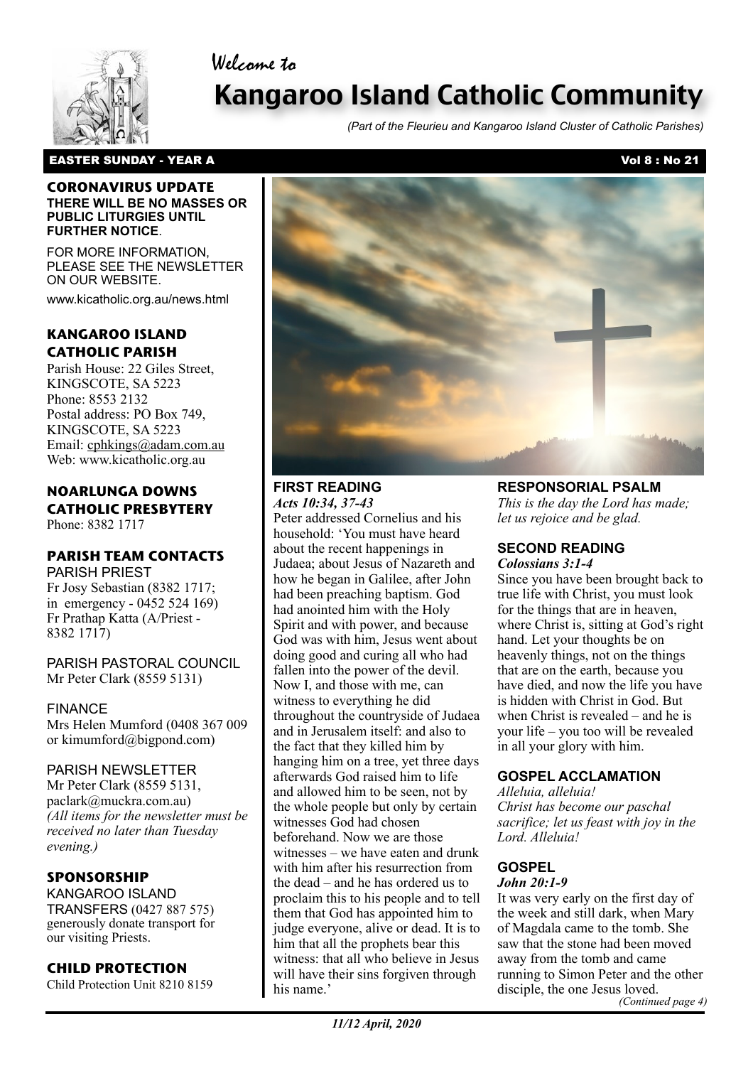Welcome to

# Kangaroo Island Catholic Community

*(Part of the Fleurieu and Kangaroo Island Cluster of Catholic Parishes)*

**EASTER SUNDAY - YEAR A** **Vol 8 : No 21**

### CORONAVIRUS UPDATE

**THERE WILL BE NO MASSES OR PUBLIC LITURGIES UNTIL FURTHER NOTICE**.

FOR MORE INFORMATION, PLEASE SEE THE NEWSLETTER ON OUR WEBSITE.

www.kicatholic.org.au/news.html

### KANGAROO ISLAND CATHOLIC PARISH

Parish House: 22 Giles Street, KINGSCOTE, SA 5223
Phone: 8553 2132
Postal address: PO Box 749, KINGSCOTE, SA 5223
Email: cphkings@adam.com.au
Web: www.kicatholic.org.au

### NOARLUNGA DOWNS CATHOLIC PRESBYTERY

Phone: 8382 1717

### PARISH TEAM CONTACTS

PARISH PRIEST
Fr Josy Sebastian (8382 1717; in emergency - 0452 524 169)
Fr Prathap Katta (A/Priest - 8382 1717)

PARISH PASTORAL COUNCIL
Mr Peter Clark (8559 5131)

FINANCE
Mrs Helen Mumford (0408 367 009 or kimumford@bigpond.com)

PARISH NEWSLETTER
Mr Peter Clark (8559 5131, paclark@muckra.com.au)
*(All items for the newsletter must be received no later than Tuesday evening.)*

### SPONSORSHIP

KANGAROO ISLAND TRANSFERS (0427 887 575) generously donate transport for our visiting Priests.

### CHILD PROTECTION

Child Protection Unit 8210 8159

## FIRST READING

***Acts 10:34, 37-43***

Peter addressed Cornelius and his household: 'You must have heard about the recent happenings in Judaea; about Jesus of Nazareth and how he began in Galilee, after John had been preaching baptism. God had anointed him with the Holy Spirit and with power, and because God was with him, Jesus went about doing good and curing all who had fallen into the power of the devil. Now I, and those with me, can witness to everything he did throughout the countryside of Judaea and in Jerusalem itself: and also to the fact that they killed him by hanging him on a tree, yet three days afterwards God raised him to life and allowed him to be seen, not by the whole people but only by certain witnesses God had chosen beforehand. Now we are those witnesses – we have eaten and drunk with him after his resurrection from the dead – and he has ordered us to proclaim this to his people and to tell them that God has appointed him to judge everyone, alive or dead. It is to him that all the prophets bear this witness: that all who believe in Jesus will have their sins forgiven through his name.'

## RESPONSORIAL PSALM

*This is the day the Lord has made; let us rejoice and be glad.*

## SECOND READING

***Colossians 3:1-4***

Since you have been brought back to true life with Christ, you must look for the things that are in heaven, where Christ is, sitting at God's right hand. Let your thoughts be on heavenly things, not on the things that are on the earth, because you have died, and now the life you have is hidden with Christ in God. But when Christ is revealed – and he is your life – you too will be revealed in all your glory with him.

## GOSPEL ACCLAMATION

*Alleluia, alleluia!*
*Christ has become our paschal sacrifice; let us feast with joy in the Lord. Alleluia!*

## GOSPEL

***John 20:1-9***

It was very early on the first day of the week and still dark, when Mary of Magdala came to the tomb. She saw that the stone had been moved away from the tomb and came running to Simon Peter and the other disciple, the one Jesus loved.

*(Continued page 4)*

*11/12 April, 2020*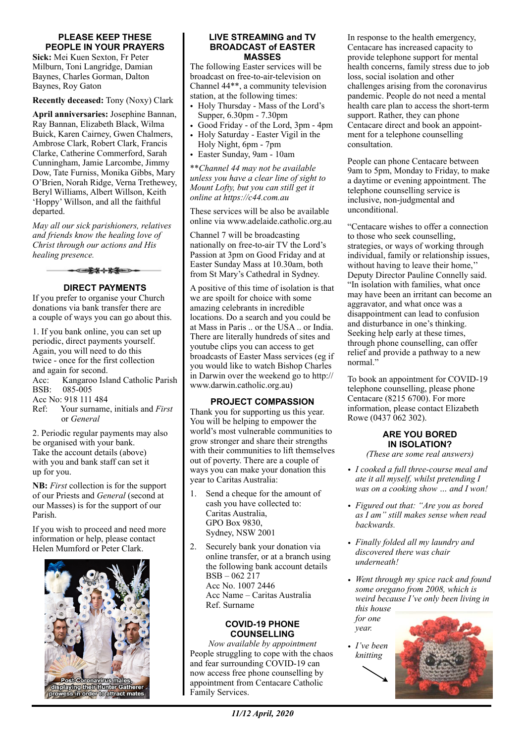## PLEASE KEEP THESE PEOPLE IN YOUR PRAYERS

**Sick:** Mei Kuen Sexton, Fr Peter Milburn, Toni Langridge, Damian Baynes, Charles Gorman, Dalton Baynes, Roy Gaton

**Recently deceased:** Tony (Noxy) Clark

**April anniversaries:** Josephine Bannan, Ray Bannan, Elizabeth Black, Wilma Buick, Karen Cairney, Gwen Chalmers, Ambrose Clark, Robert Clark, Francis Clarke, Catherine Commerford, Sarah Cunningham, Jamie Larcombe, Jimmy Dow, Tate Furniss, Monika Gibbs, Mary O'Brien, Norah Ridge, Verna Trethewey, Beryl Williams, Albert Willson, Keith 'Hoppy' Willson, and all the faithful departed.

*May all our sick parishioners, relatives and friends know the healing love of Christ through our actions and His healing presence.*

## DIRECT PAYMENTS

If you prefer to organise your Church donations via bank transfer there are a couple of ways you can go about this.

1. If you bank online, you can set up periodic, direct payments yourself. Again, you will need to do this twice - once for the first collection and again for second.
Acc: Kangaroo Island Catholic Parish
BSB: 085-005
Acc No: 918 111 484
Ref: Your surname, initials and *First* or *General*

2. Periodic regular payments may also be organised with your bank. Take the account details (above) with you and bank staff can set it up for you.

**NB:** *First* collection is for the support of our Priests and *General* (second at our Masses) is for the support of our Parish.

If you wish to proceed and need more information or help, please contact Helen Mumford or Peter Clark.

Post-Coronavirus males, displaying their Hunter Gatherer prowess in order to attract mates

## LIVE STREAMING and TV BROADCAST of EASTER MASSES

The following Easter services will be broadcast on free-to-air-television on Channel 44**, a community television station, at the following times:

- Holy Thursday - Mass of the Lord's Supper, 6.30pm - 7.30pm
- Good Friday - of the Lord, 3pm - 4pm
- Holy Saturday - Easter Vigil in the Holy Night, 6pm - 7pm
- Easter Sunday, 9am - 10am

***Channel 44 may not be available unless you have a clear line of sight to Mount Lofty, but you can still get it online at https://c44.com.au*

These services will be also be available online via www.adelaide.catholic.org.au

Channel 7 will be broadcasting nationally on free-to-air TV the Lord's Passion at 3pm on Good Friday and at Easter Sunday Mass at 10.30am, both from St Mary's Cathedral in Sydney.

A positive of this time of isolation is that we are spoilt for choice with some amazing celebrants in incredible locations. Do a search and you could be at Mass in Paris .. or the USA .. or India. There are literally hundreds of sites and youtube clips you can access to get broadcasts of Easter Mass services (eg if you would like to watch Bishop Charles in Darwin over the weekend go to http://www.darwin.catholic.org.au)

## PROJECT COMPASSION

Thank you for supporting us this year. You will be helping to empower the world's most vulnerable communities to grow stronger and share their strengths with their communities to lift themselves out of poverty. There are a couple of ways you can make your donation this year to Caritas Australia:

1. Send a cheque for the amount of cash you have collected to:
Caritas Australia,
GPO Box 9830,
Sydney, NSW 2001

2. Securely bank your donation via online transfer, or at a branch using the following bank account details
BSB – 062 217
Acc No. 1007 2446
Acc Name – Caritas Australia
Ref. Surname

## COVID-19 PHONE COUNSELLING

*Now available by appointment*

People struggling to cope with the chaos and fear surrounding COVID-19 can now access free phone counselling by appointment from Centacare Catholic Family Services.

In response to the health emergency, Centacare has increased capacity to provide telephone support for mental health concerns, family stress due to job loss, social isolation and other challenges arising from the coronavirus pandemic. People do not need a mental health care plan to access the short-term support. Rather, they can phone Centacare direct and book an appointment for a telephone counselling consultation.

People can phone Centacare between 9am to 5pm, Monday to Friday, to make a daytime or evening appointment. The telephone counselling service is inclusive, non-judgmental and unconditional.

"Centacare wishes to offer a connection to those who seek counselling, strategies, or ways of working through individual, family or relationship issues, without having to leave their home,'' Deputy Director Pauline Connelly said. "In isolation with families, what once may have been an irritant can become an aggravator, and what once was a disappointment can lead to confusion and disturbance in one's thinking. Seeking help early at these times, through phone counselling, can offer relief and provide a pathway to a new normal."

To book an appointment for COVID-19 telephone counselling, please phone Centacare (8215 6700). For more information, please contact Elizabeth Rowe (0437 062 302).

## ARE YOU BORED IN ISOLATION?

*(These are some real answers)*

- *I cooked a full three-course meal and ate it all myself, whilst pretending I was on a cooking show … and I won!*
- *Figured out that: "Are you as bored as I am" still makes sense when read backwards.*
- *Finally folded all my laundry and discovered there was chair underneath!*
- *Went through my spice rack and found some oregano from 2008, which is weird because I've only been living in this house for one year.*
- *I've been knitting*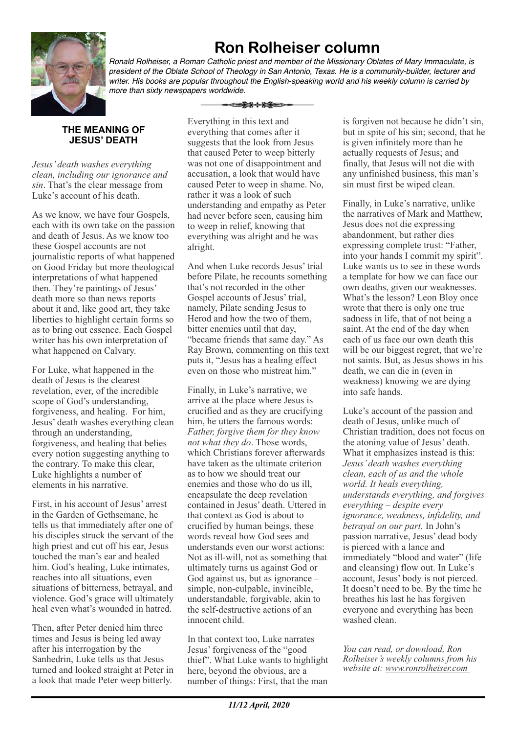# Ron Rolheiser column

*Ronald Rolheiser, a Roman Catholic priest and member of the Missionary Oblates of Mary Immaculate, is president of the Oblate School of Theology in San Antonio, Texas. He is a community-builder, lecturer and writer. His books are popular throughout the English-speaking world and his weekly column is carried by more than sixty newspapers worldwide.*

## THE MEANING OF JESUS' DEATH

*Jesus' death washes everything clean, including our ignorance and sin*. That's the clear message from Luke's account of his death.

As we know, we have four Gospels, each with its own take on the passion and death of Jesus. As we know too these Gospel accounts are not journalistic reports of what happened on Good Friday but more theological interpretations of what happened then. They're paintings of Jesus' death more so than news reports about it and, like good art, they take liberties to highlight certain forms so as to bring out essence. Each Gospel writer has his own interpretation of what happened on Calvary.

For Luke, what happened in the death of Jesus is the clearest revelation, ever, of the incredible scope of God's understanding, forgiveness, and healing. For him, Jesus' death washes everything clean through an understanding, forgiveness, and healing that belies every notion suggesting anything to the contrary. To make this clear, Luke highlights a number of elements in his narrative.

First, in his account of Jesus' arrest in the Garden of Gethsemane, he tells us that immediately after one of his disciples struck the servant of the high priest and cut off his ear, Jesus touched the man's ear and healed him. God's healing, Luke intimates, reaches into all situations, even situations of bitterness, betrayal, and violence. God's grace will ultimately heal even what's wounded in hatred.

Then, after Peter denied him three times and Jesus is being led away after his interrogation by the Sanhedrin, Luke tells us that Jesus turned and looked straight at Peter in a look that made Peter weep bitterly. Everything in this text and everything that comes after it suggests that the look from Jesus that caused Peter to weep bitterly was not one of disappointment and accusation, a look that would have caused Peter to weep in shame. No, rather it was a look of such understanding and empathy as Peter had never before seen, causing him to weep in relief, knowing that everything was alright and he was alright.

And when Luke records Jesus' trial before Pilate, he recounts something that's not recorded in the other Gospel accounts of Jesus' trial, namely, Pilate sending Jesus to Herod and how the two of them, bitter enemies until that day, "became friends that same day." As Ray Brown, commenting on this text puts it, "Jesus has a healing effect even on those who mistreat him."

Finally, in Luke's narrative, we arrive at the place where Jesus is crucified and as they are crucifying him, he utters the famous words: *Father, forgive them for they know not what they do*. Those words, which Christians forever afterwards have taken as the ultimate criterion as to how we should treat our enemies and those who do us ill, encapsulate the deep revelation contained in Jesus' death. Uttered in that context as God is about to crucified by human beings, these words reveal how God sees and understands even our worst actions: Not as ill-will, not as something that ultimately turns us against God or God against us, but as ignorance – simple, non-culpable, invincible, understandable, forgivable, akin to the self-destructive actions of an innocent child.

In that context too, Luke narrates Jesus' forgiveness of the "good thief". What Luke wants to highlight here, beyond the obvious, are a number of things: First, that the man is forgiven not because he didn't sin, but in spite of his sin; second, that he is given infinitely more than he actually requests of Jesus; and finally, that Jesus will not die with any unfinished business, this man's sin must first be wiped clean.

Finally, in Luke's narrative, unlike the narratives of Mark and Matthew, Jesus does not die expressing abandonment, but rather dies expressing complete trust: "Father, into your hands I commit my spirit". Luke wants us to see in these words a template for how we can face our own deaths, given our weaknesses. What's the lesson? Leon Bloy once wrote that there is only one true sadness in life, that of not being a saint. At the end of the day when each of us face our own death this will be our biggest regret, that we're not saints. But, as Jesus shows in his death, we can die in (even in weakness) knowing we are dying into safe hands.

Luke's account of the passion and death of Jesus, unlike much of Christian tradition, does not focus on the atoning value of Jesus' death. What it emphasizes instead is this: *Jesus' death washes everything clean, each of us and the whole world. It heals everything, understands everything, and forgives everything – despite every ignorance, weakness, infidelity, and betrayal on our part.* In John's passion narrative, Jesus' dead body is pierced with a lance and immediately "blood and water" (life and cleansing) flow out. In Luke's account, Jesus' body is not pierced. It doesn't need to be. By the time he breathes his last he has forgiven everyone and everything has been washed clean.

*You can read, or download, Ron Rolheiser's weekly columns from his website at: www.ronrolheiser.com*

*11/12 April, 2020*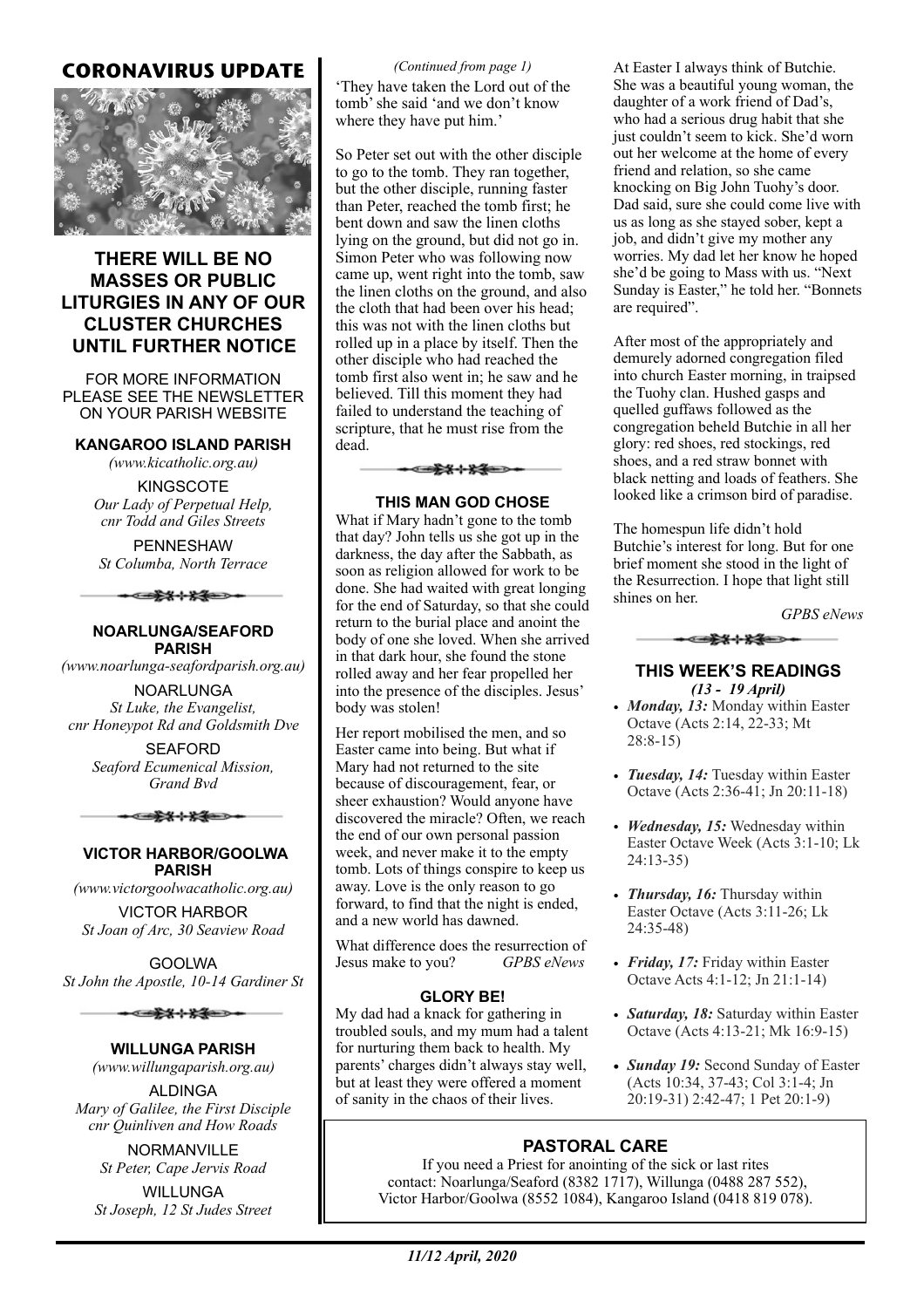# CORONAVIRUS UPDATE

## THERE WILL BE NO MASSES OR PUBLIC LITURGIES IN ANY OF OUR CLUSTER CHURCHES UNTIL FURTHER NOTICE

FOR MORE INFORMATION PLEASE SEE THE NEWSLETTER ON YOUR PARISH WEBSITE

### KANGAROO ISLAND PARISH

*(www.kicatholic.org.au)*

KINGSCOTE
*Our Lady of Perpetual Help, cnr Todd and Giles Streets*

PENNESHAW
*St Columba, North Terrace*

### NOARLUNGA/SEAFORD PARISH

*(www.noarlunga-seafordparish.org.au)*

NOARLUNGA
*St Luke, the Evangelist, cnr Honeypot Rd and Goldsmith Dve*

SEAFORD
*Seaford Ecumenical Mission, Grand Bvd*

### VICTOR HARBOR/GOOLWA PARISH

*(www.victorgoolwacatholic.org.au)*

VICTOR HARBOR
*St Joan of Arc, 30 Seaview Road*

GOOLWA
*St John the Apostle, 10-14 Gardiner St*

### WILLUNGA PARISH

*(www.willungaparish.org.au)*

ALDINGA
*Mary of Galilee, the First Disciple cnr Quinliven and How Roads*

NORMANVILLE
*St Peter, Cape Jervis Road*

WILLUNGA
*St Joseph, 12 St Judes Street*

*(Continued from page 1)*

'They have taken the Lord out of the tomb' she said 'and we don't know where they have put him.'

So Peter set out with the other disciple to go to the tomb. They ran together, but the other disciple, running faster than Peter, reached the tomb first; he bent down and saw the linen cloths lying on the ground, but did not go in. Simon Peter who was following now came up, went right into the tomb, saw the linen cloths on the ground, and also the cloth that had been over his head; this was not with the linen cloths but rolled up in a place by itself. Then the other disciple who had reached the tomb first also went in; he saw and he believed. Till this moment they had failed to understand the teaching of scripture, that he must rise from the dead.

### THIS MAN GOD CHOSE

What if Mary hadn't gone to the tomb that day? John tells us she got up in the darkness, the day after the Sabbath, as soon as religion allowed for work to be done. She had waited with great longing for the end of Saturday, so that she could return to the burial place and anoint the body of one she loved. When she arrived in that dark hour, she found the stone rolled away and her fear propelled her into the presence of the disciples. Jesus' body was stolen!

Her report mobilised the men, and so Easter came into being. But what if Mary had not returned to the site because of discouragement, fear, or sheer exhaustion? Would anyone have discovered the miracle? Often, we reach the end of our own personal passion week, and never make it to the empty tomb. Lots of things conspire to keep us away. Love is the only reason to go forward, to find that the night is ended, and a new world has dawned.

What difference does the resurrection of Jesus make to you? *GPBS eNews*

### GLORY BE!

My dad had a knack for gathering in troubled souls, and my mum had a talent for nurturing them back to health. My parents' charges didn't always stay well, but at least they were offered a moment of sanity in the chaos of their lives.

At Easter I always think of Butchie. She was a beautiful young woman, the daughter of a work friend of Dad's, who had a serious drug habit that she just couldn't seem to kick. She'd worn out her welcome at the home of every friend and relation, so she came knocking on Big John Tuohy's door. Dad said, sure she could come live with us as long as she stayed sober, kept a job, and didn't give my mother any worries. My dad let her know he hoped she'd be going to Mass with us. "Next Sunday is Easter," he told her. "Bonnets are required".

After most of the appropriately and demurely adorned congregation filed into church Easter morning, in traipsed the Tuohy clan. Hushed gasps and quelled guffaws followed as the congregation beheld Butchie in all her glory: red shoes, red stockings, red shoes, and a red straw bonnet with black netting and loads of feathers. She looked like a crimson bird of paradise.

The homespun life didn't hold Butchie's interest for long. But for one brief moment she stood in the light of the Resurrection. I hope that light still shines on her.

*GPBS eNews*

### THIS WEEK'S READINGS

*(13 - 19 April)*

- ***Monday, 13:*** Monday within Easter Octave (Acts 2:14, 22-33; Mt 28:8-15)
- ***Tuesday, 14:*** Tuesday within Easter Octave (Acts 2:36-41; Jn 20:11-18)
- ***Wednesday, 15:*** Wednesday within Easter Octave Week (Acts 3:1-10; Lk 24:13-35)
- ***Thursday, 16:*** Thursday within Easter Octave (Acts 3:11-26; Lk 24:35-48)
- ***Friday, 17:*** Friday within Easter Octave Acts 4:1-12; Jn 21:1-14)
- ***Saturday, 18:*** Saturday within Easter Octave (Acts 4:13-21; Mk 16:9-15)
- ***Sunday 19:*** Second Sunday of Easter (Acts 10:34, 37-43; Col 3:1-4; Jn 20:19-31) 2:42-47; 1 Pet 20:1-9)

### PASTORAL CARE

If you need a Priest for anointing of the sick or last rites contact: Noarlunga/Seaford (8382 1717), Willunga (0488 287 552), Victor Harbor/Goolwa (8552 1084), Kangaroo Island (0418 819 078).

*11/12 April, 2020*